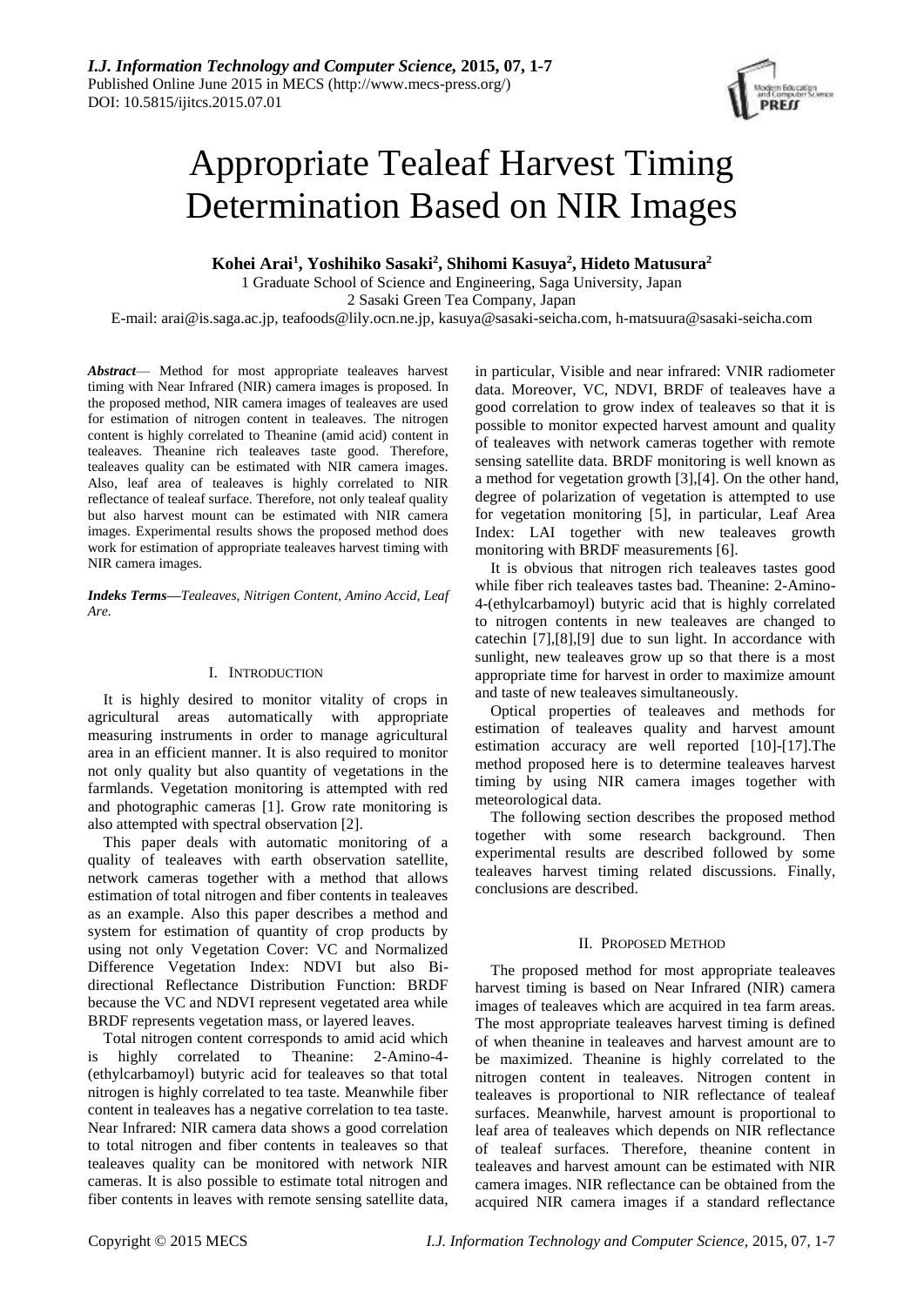# Appropriate Tealeaf Harvest Timing Determination Based on NIR Images

**Kohei Arai[1], Yoshihiko Sasaki[2], Shihomi Kasuya[2], Hideto Matusura[2]**

1 Graduate School of Science and Engineering, Saga University, Japan

2 Sasaki Green Tea Company, Japan

E-mail: arai@is.saga.ac.jp, teafoods@lily.ocn.ne.jp, kasuya@sasaki-seicha.com, h-matsuura@sasaki-seicha.com

***Abstract***— Method for most appropriate tealeaves harvest timing with Near Infrared (NIR) camera images is proposed. In the proposed method, NIR camera images of tealeaves are used for estimation of nitrogen content in tealeaves. The nitrogen content is highly correlated to Theanine (amid acid) content in tealeaves. Theanine rich tealeaves taste good. Therefore, tealeaves quality can be estimated with NIR camera images. Also, leaf area of tealeaves is highly correlated to NIR reflectance of tealeaf surface. Therefore, not only tealeaf quality but also harvest mount can be estimated with NIR camera images. Experimental results shows the proposed method does work for estimation of appropriate tealeaves harvest timing with NIR camera images.

***Indeks Terms—****Tealeaves, Nitrigen Content, Amino Accid, Leaf Are.*

## I. Introduction

It is highly desired to monitor vitality of crops in agricultural areas automatically with appropriate measuring instruments in order to manage agricultural area in an efficient manner. It is also required to monitor not only quality but also quantity of vegetations in the farmlands. Vegetation monitoring is attempted with red and photographic cameras [1]. Grow rate monitoring is also attempted with spectral observation [2].

This paper deals with automatic monitoring of a quality of tealeaves with earth observation satellite, network cameras together with a method that allows estimation of total nitrogen and fiber contents in tealeaves as an example. Also this paper describes a method and system for estimation of quantity of crop products by using not only Vegetation Cover: VC and Normalized Difference Vegetation Index: NDVI but also Bi-directional Reflectance Distribution Function: BRDF because the VC and NDVI represent vegetated area while BRDF represents vegetation mass, or layered leaves.

Total nitrogen content corresponds to amid acid which is highly correlated to Theanine: 2-Amino-4-(ethylcarbamoyl) butyric acid for tealeaves so that total nitrogen is highly correlated to tea taste. Meanwhile fiber content in tealeaves has a negative correlation to tea taste. Near Infrared: NIR camera data shows a good correlation to total nitrogen and fiber contents in tealeaves so that tealeaves quality can be monitored with network NIR cameras. It is also possible to estimate total nitrogen and fiber contents in leaves with remote sensing satellite data, in particular, Visible and near infrared: VNIR radiometer data. Moreover, VC, NDVI, BRDF of tealeaves have a good correlation to grow index of tealeaves so that it is possible to monitor expected harvest amount and quality of tealeaves with network cameras together with remote sensing satellite data. BRDF monitoring is well known as a method for vegetation growth [3],[4]. On the other hand, degree of polarization of vegetation is attempted to use for vegetation monitoring [5], in particular, Leaf Area Index: LAI together with new tealeaves growth monitoring with BRDF measurements [6].

It is obvious that nitrogen rich tealeaves tastes good while fiber rich tealeaves tastes bad. Theanine: 2-Amino-4-(ethylcarbamoyl) butyric acid that is highly correlated to nitrogen contents in new tealeaves are changed to catechin [7],[8],[9] due to sun light. In accordance with sunlight, new tealeaves grow up so that there is a most appropriate time for harvest in order to maximize amount and taste of new tealeaves simultaneously.

Optical properties of tealeaves and methods for estimation of tealeaves quality and harvest amount estimation accuracy are well reported [10]-[17].The method proposed here is to determine tealeaves harvest timing by using NIR camera images together with meteorological data.

The following section describes the proposed method together with some research background. Then experimental results are described followed by some tealeaves harvest timing related discussions. Finally, conclusions are described.

## II. Proposed Method

The proposed method for most appropriate tealeaves harvest timing is based on Near Infrared (NIR) camera images of tealeaves which are acquired in tea farm areas. The most appropriate tealeaves harvest timing is defined of when theanine in tealeaves and harvest amount are to be maximized. Theanine is highly correlated to the nitrogen content in tealeaves. Nitrogen content in tealeaves is proportional to NIR reflectance of tealeaf surfaces. Meanwhile, harvest amount is proportional to leaf area of tealeaves which depends on NIR reflectance of tealeaf surfaces. Therefore, theanine content in tealeaves and harvest amount can be estimated with NIR camera images. NIR reflectance can be obtained from the acquired NIR camera images if a standard reflectance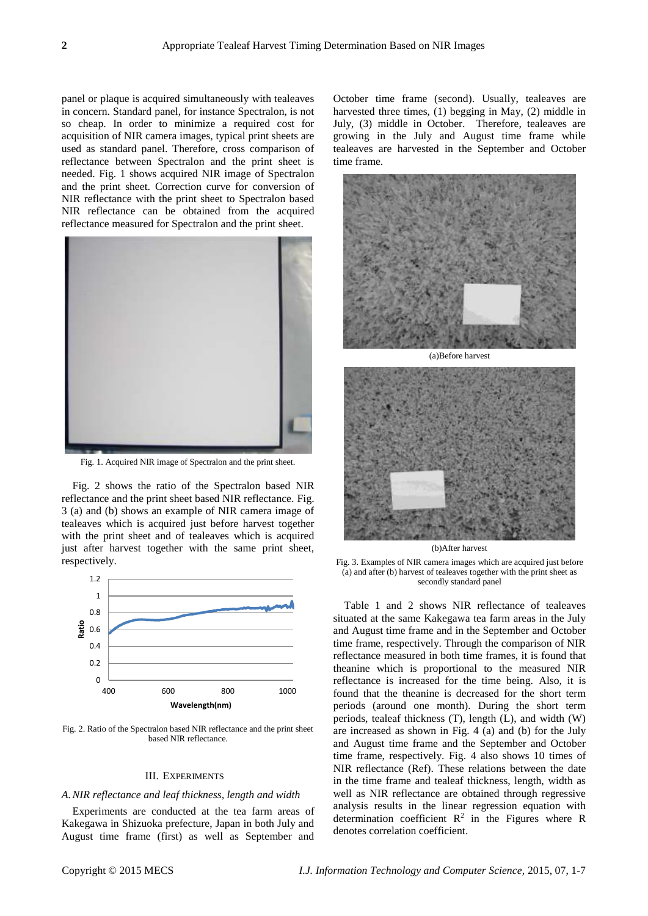panel or plaque is acquired simultaneously with tealeaves in concern. Standard panel, for instance Spectralon, is not so cheap. In order to minimize a required cost for acquisition of NIR camera images, typical print sheets are used as standard panel. Therefore, cross comparison of reflectance between Spectralon and the print sheet is needed. Fig. 1 shows acquired NIR image of Spectralon and the print sheet. Correction curve for conversion of NIR reflectance with the print sheet to Spectralon based NIR reflectance can be obtained from the acquired reflectance measured for Spectralon and the print sheet.

Fig. 1. Acquired NIR image of Spectralon and the print sheet.

Fig. 2 shows the ratio of the Spectralon based NIR reflectance and the print sheet based NIR reflectance. Fig. 3 (a) and (b) shows an example of NIR camera image of tealeaves which is acquired just before harvest together with the print sheet and of tealeaves which is acquired just after harvest together with the same print sheet, respectively.

Fig. 2. Ratio of the Spectralon based NIR reflectance and the print sheet based NIR reflectance.

## III. Experiments

### *A. NIR reflectance and leaf thickness, length and width*

Experiments are conducted at the tea farm areas of Kakegawa in Shizuoka prefecture, Japan in both July and August time frame (first) as well as September and October time frame (second). Usually, tealeaves are harvested three times, (1) begging in May, (2) middle in July, (3) middle in October. Therefore, tealeaves are growing in the July and August time frame while tealeaves are harvested in the September and October time frame.

(a)Before harvest

(b)After harvest

Fig. 3. Examples of NIR camera images which are acquired just before (a) and after (b) harvest of tealeaves together with the print sheet as secondly standard panel

Table 1 and 2 shows NIR reflectance of tealeaves situated at the same Kakegawa tea farm areas in the July and August time frame and in the September and October time frame, respectively. Through the comparison of NIR reflectance measured in both time frames, it is found that theanine which is proportional to the measured NIR reflectance is increased for the time being. Also, it is found that the theanine is decreased for the short term periods (around one month). During the short term periods, tealeaf thickness (T), length (L), and width (W) are increased as shown in Fig. 4 (a) and (b) for the July and August time frame and the September and October time frame, respectively. Fig. 4 also shows 10 times of NIR reflectance (Ref). These relations between the date in the time frame and tealeaf thickness, length, width as well as NIR reflectance are obtained through regressive analysis results in the linear regression equation with determination coefficient $R^2$ in the Figures where R denotes correlation coefficient.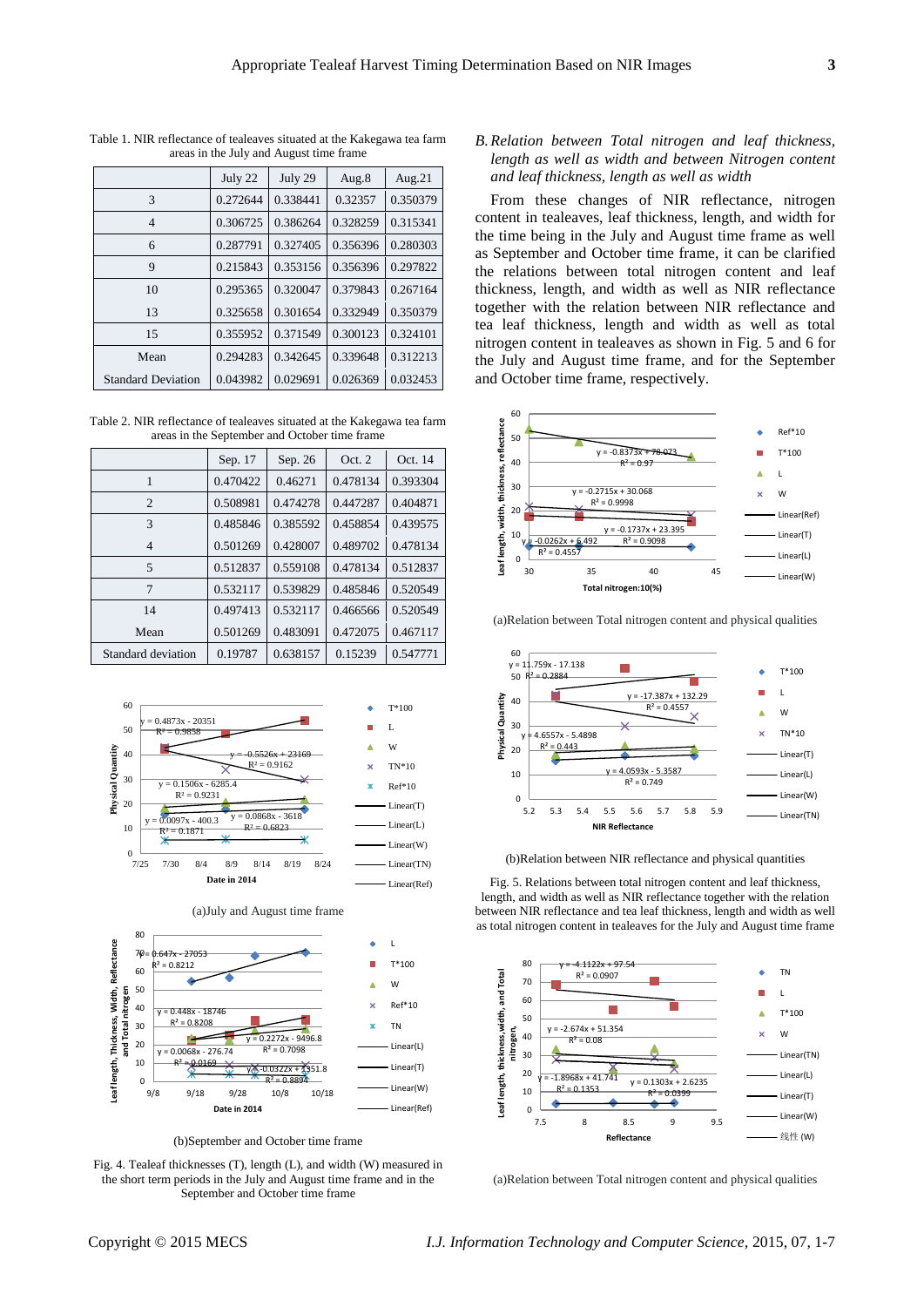Table 1. NIR reflectance of teleaves situated at the Kakegawa tea farm areas in the July and August time frame

| | July 22 | July 29 | Aug.8 | Aug.21 |
|---|---|---|---|---|
| 3 | 0.272644 | 0.338441 | 0.32357 | 0.350379 |
| 4 | 0.306725 | 0.386264 | 0.328259 | 0.315341 |
| 6 | 0.287791 | 0.327405 | 0.356396 | 0.280303 |
| 9 | 0.215843 | 0.353156 | 0.356396 | 0.297822 |
| 10 | 0.295365 | 0.320047 | 0.379843 | 0.267164 |
| 13 | 0.325658 | 0.301654 | 0.332949 | 0.350379 |
| 15 | 0.355952 | 0.371549 | 0.300123 | 0.324101 |
| Mean | 0.294283 | 0.342645 | 0.339648 | 0.312213 |
| Standard Deviation | 0.043982 | 0.029691 | 0.026369 | 0.032453 |

Table 2. NIR reflectance of teleaves situated at the Kakegawa tea farm areas in the September and October time frame

| | Sep. 17 | Sep. 26 | Oct. 2 | Oct. 14 |
|---|---|---|---|---|
| 1 | 0.470422 | 0.46271 | 0.478134 | 0.393304 |
| 2 | 0.508981 | 0.474278 | 0.447287 | 0.404871 |
| 3 | 0.485846 | 0.385592 | 0.458854 | 0.439575 |
| 4 | 0.501269 | 0.428007 | 0.489702 | 0.478134 |
| 5 | 0.512837 | 0.559108 | 0.478134 | 0.512837 |
| 7 | 0.532117 | 0.539829 | 0.485846 | 0.520549 |
| 14 | 0.497413 | 0.532117 | 0.466566 | 0.520549 |
| Mean | 0.501269 | 0.483091 | 0.472075 | 0.467117 |
| Standard deviation | 0.19787 | 0.638157 | 0.15239 | 0.547771 |

(a)July and August time frame

(b)September and October time frame

Fig. 4. Tealeaf thicknesses (T), length (L), and width (W) measured in the short term periods in the July and August time frame and in the September and October time frame

### B. Relation between Total nitrogen and leaf thickness, length as well as width and between Nitrogen content and leaf thickness, length as well as width

From these changes of NIR reflectance, nitrogen content in tealeaves, leaf thickness, length, and width for the time being in the July and August time frame as well as September and October time frame, it can be clarified the relations between total nitrogen content and leaf thickness, length, and width as well as NIR reflectance together with the relation between NIR reflectance and tea leaf thickness, length and width as well as total nitrogen content in teleaves as shown in Fig. 5 and 6 for the July and August time frame, and for the September and October time frame, respectively.

(a)Relation between Total nitrogen content and physical qualities

(b)Relation between NIR reflectance and physical quantities

Fig. 5. Relations between total nitrogen content and leaf thickness, length, and width as well as NIR reflectance together with the relation between NIR reflectance and tea leaf thickness, length and width as well as total nitrogen content in teleaves for the July and August time frame

(a)Relation between Total nitrogen content and physical qualities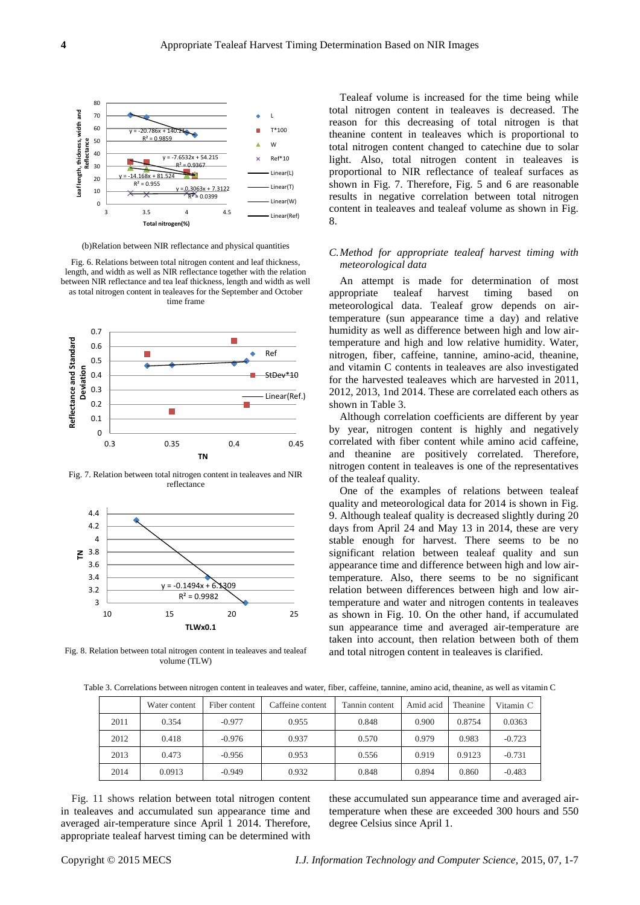(b)Relation between NIR reflectance and physical quantities

Fig. 6. Relations between total nitrogen content and leaf thickness, length, and width as well as NIR reflectance together with the relation between NIR reflectance and tea leaf thickness, length and width as well as total nitrogen content in tealeaves for the September and October time frame

Fig. 7. Relation between total nitrogen content in tealeaves and NIR reflectance

Fig. 8. Relation between total nitrogen content in tealeaves and tealeaf volume (TLW)

Tealeaf volume is increased for the time being while total nitrogen content in tealeaves is decreased. The reason for this decreasing of total nitrogen is that theanine content in tealeaves which is proportional to total nitrogen content changed to catechine due to solar light. Also, total nitrogen content in tealeaves is proportional to NIR reflectance of tealeaf surfaces as shown in Fig. 7. Therefore, Fig. 5 and 6 are reasonable results in negative correlation between total nitrogen content in tealeaves and tealeaf volume as shown in Fig. 8.

### *C. Method for appropriate tealeaf harvest timing with meteorological data*

An attempt is made for determination of most appropriate tealeaf harvest timing based on meteorological data. Tealeaf grow depends on air-temperature (sun appearance time a day) and relative humidity as well as difference between high and low air-temperature and high and low relative humidity. Water, nitrogen, fiber, caffeine, tannine, amino-acid, theanine, and vitamin C contents in tealeaves are also investigated for the harvested tealeaves which are harvested in 2011, 2012, 2013, 1nd 2014. These are correlated each others as shown in Table 3.

Although correlation coefficients are different by year by year, nitrogen content is highly and negatively correlated with fiber content while amino acid caffeine, and theanine are positively correlated. Therefore, nitrogen content in tealeaves is one of the representatives of the tealeaf quality.

One of the examples of relations between tealeaf quality and meteorological data for 2014 is shown in Fig. 9. Although tealeaf quality is decreased slightly during 20 days from April 24 and May 13 in 2014, these are very stable enough for harvest. There seems to be no significant relation between tealeaf quality and sun appearance time and difference between high and low air-temperature. Also, there seems to be no significant relation between differences between high and low air-temperature and water and nitrogen contents in tealeaves as shown in Fig. 10. On the other hand, if accumulated sun appearance time and averaged air-temperature are taken into account, then relation between both of them and total nitrogen content in tealeaves is clarified.

Table 3. Correlations between nitrogen content in tealeaves and water, fiber, caffeine, tannine, amino acid, theanine, as well as vitamin C

| | Water content | Fiber content | Caffeine content | Tannin content | Amid acid | Theanine | Vitamin C |
|---|---|---|---|---|---|---|---|
| 2011 | 0.354 | -0.977 | 0.955 | 0.848 | 0.900 | 0.8754 | 0.0363 |
| 2012 | 0.418 | -0.976 | 0.937 | 0.570 | 0.979 | 0.983 | -0.723 |
| 2013 | 0.473 | -0.956 | 0.953 | 0.556 | 0.919 | 0.9123 | -0.731 |
| 2014 | 0.0913 | -0.949 | 0.932 | 0.848 | 0.894 | 0.860 | -0.483 |

Fig. 11 shows relation between total nitrogen content in tealeaves and accumulated sun appearance time and averaged air-temperature since April 1 2014. Therefore, appropriate tealeaf harvest timing can be determined with these accumulated sun appearance time and averaged air-temperature when these are exceeded 300 hours and 550 degree Celsius since April 1.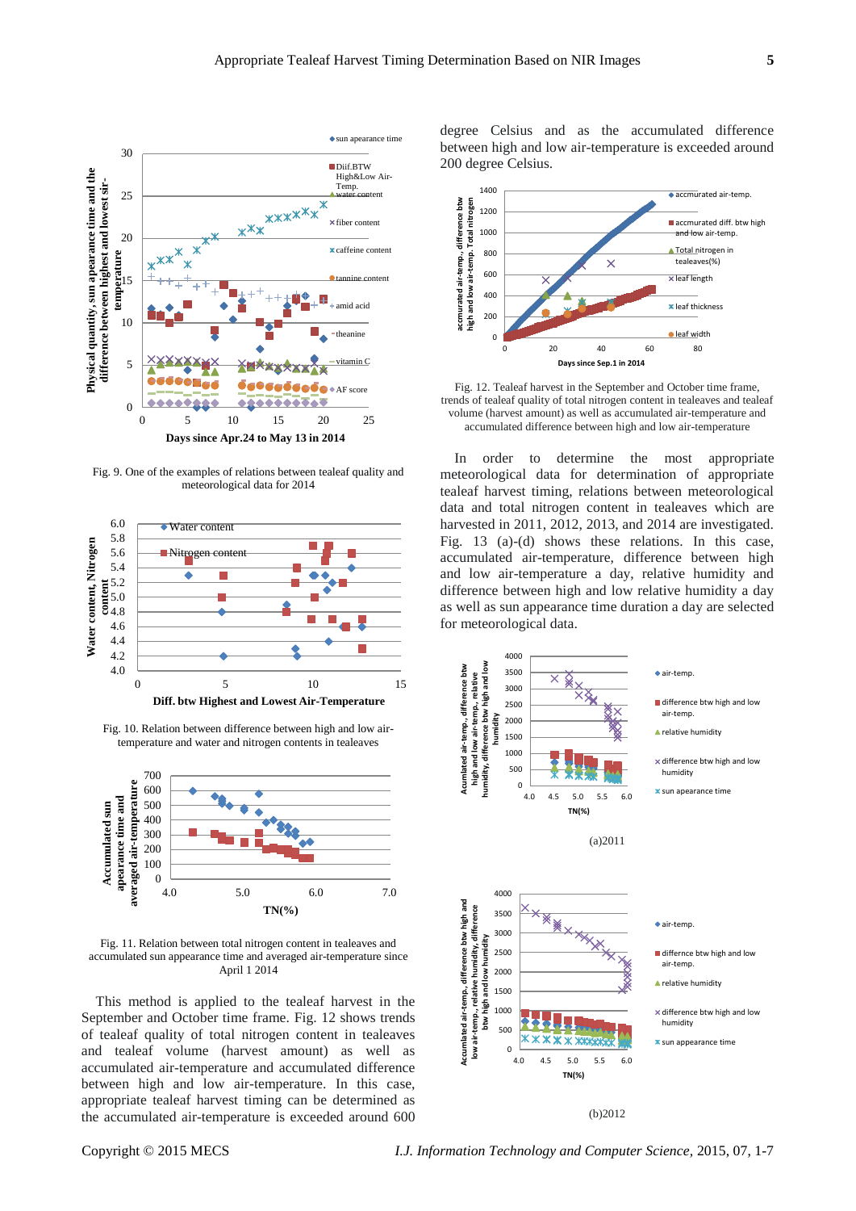Fig. 9. One of the examples of relations between tealeaf quality and meteorological data for 2014

Fig. 10. Relation between difference between high and low air-temperature and water and nitrogen contents in tealeaves

Fig. 11. Relation between total nitrogen content in tealeaves and accumulated sun appearance time and averaged air-temperature since April 1 2014

This method is applied to the tealeaf harvest in the September and October time frame. Fig. 12 shows trends of tealeaf quality of total nitrogen content in tealeaves and tealeaf volume (harvest amount) as well as accumulated air-temperature and accumulated difference between high and low air-temperature. In this case, appropriate tealeaf harvest timing can be determined as the accumulated air-temperature is exceeded around 600 degree Celsius and as the accumulated difference between high and low air-temperature is exceeded around 200 degree Celsius.

Fig. 12. Tealeaf harvest in the September and October time frame, trends of tealeaf quality of total nitrogen content in tealeaves and tealeaf volume (harvest amount) as well as accumulated air-temperature and accumulated difference between high and low air-temperature

In order to determine the most appropriate meteorological data for determination of appropriate tealeaf harvest timing, relations between meteorological data and total nitrogen content in tealeaves which are harvested in 2011, 2012, 2013, and 2014 are investigated. Fig. 13 (a)-(d) shows these relations. In this case, accumulated air-temperature, difference between high and low air-temperature a day, relative humidity and difference between high and low relative humidity a day as well as sun appearance time duration a day are selected for meteorological data.

(a)2011

(b)2012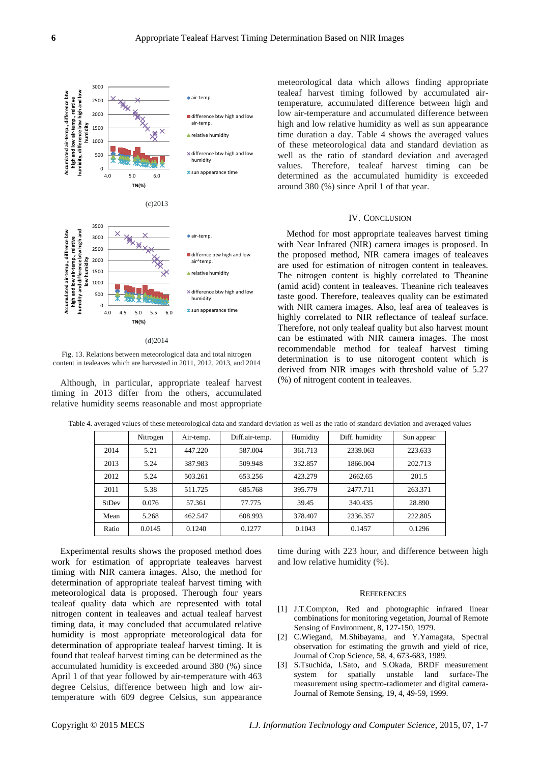(c)2013

(d)2014

Fig. 13. Relations between meteorological data and total nitrogen content in tealeaves which are harvested in 2011, 2012, 2013, and 2014

Although, in particular, appropriate tealeaf harvest timing in 2013 differ from the others, accumulated relative humidity seems reasonable and most appropriate meteorological data which allows finding appropriate tealeaf harvest timing followed by accumulated air-temperature, accumulated difference between high and low air-temperature and accumulated difference between high and low relative humidity as well as sun appearance time duration a day. Table 4 shows the averaged values of these meteorological data and standard deviation as well as the ratio of standard deviation and averaged values. Therefore, tealeaf harvest timing can be determined as the accumulated humidity is exceeded around 380 (%) since April 1 of that year.

## IV. Conclusion

Method for most appropriate tealeaves harvest timing with Near Infrared (NIR) camera images is proposed. In the proposed method, NIR camera images of tealeaves are used for estimation of nitrogen content in tealeaves. The nitrogen content is highly correlated to Theanine (amid acid) content in tealeaves. Theanine rich tealeaves taste good. Therefore, tealeaves quality can be estimated with NIR camera images. Also, leaf area of tealeaves is highly correlated to NIR reflectance of tealeaf surface. Therefore, not only tealeaf quality but also harvest mount can be estimated with NIR camera images. The most recommendable method for tealeaf harvest timing determination is to use nitorogent content which is derived from NIR images with threshold value of 5.27 (%) of nitrogent content in tealeaves.

Table 4. averaged values of these meteorological data and standard deviation as well as the ratio of standard deviation and averaged values

| | Nitrogen | Air-temp. | Diff.air-temp. | Humidity | Diff. humidity | Sun appear |
|---|---|---|---|---|---|---|
| 2014 | 5.21 | 447.220 | 587.004 | 361.713 | 2339.063 | 223.633 |
| 2013 | 5.24 | 387.983 | 509.948 | 332.857 | 1866.004 | 202.713 |
| 2012 | 5.24 | 503.261 | 653.256 | 423.279 | 2662.65 | 201.5 |
| 2011 | 5.38 | 511.725 | 685.768 | 395.779 | 2477.711 | 263.371 |
| StDev | 0.076 | 57.361 | 77.775 | 39.45 | 340.435 | 28.890 |
| Mean | 5.268 | 462.547 | 608.993 | 378.407 | 2336.357 | 222.805 |
| Ratio | 0.0145 | 0.1240 | 0.1277 | 0.1043 | 0.1457 | 0.1296 |

Experimental results shows the proposed method does work for estimation of appropriate tealeaves harvest timing with NIR camera images. Also, the method for determination of appropriate tealeaf harvest timing with meteorological data is proposed. Therough four years tealeaf quality data which are represented with total nitrogen content in tealeaves and actual tealeaf harvest timing data, it may concluded that accumulated relative humidity is most appropriate meteorological data for determination of appropriate tealeaf harvest timing. It is found that tealeaf harvest timing can be determined as the accumulated humidity is exceeded around 380 (%) since April 1 of that year followed by air-temperature with 463 degree Celsius, difference between high and low air-temperature with 609 degree Celsius, sun appearance time during with 223 hour, and difference between high and low relative humidity (%).

## References

[1] J.T.Compton, Red and photographic infrared linear combinations for monitoring vegetation, Journal of Remote Sensing of Environment, 8, 127-150, 1979.

[2] C.Wiegand, M.Shibayama, and Y.Yamagata, Spectral observation for estimating the growth and yield of rice, Journal of Crop Science, 58, 4, 673-683, 1989.

[3] S.Tsuchida, I.Sato, and S.Okada, BRDF measurement system for spatially unstable land surface-The measurement using spectro-radiometer and digital camera-Journal of Remote Sensing, 19, 4, 49-59, 1999.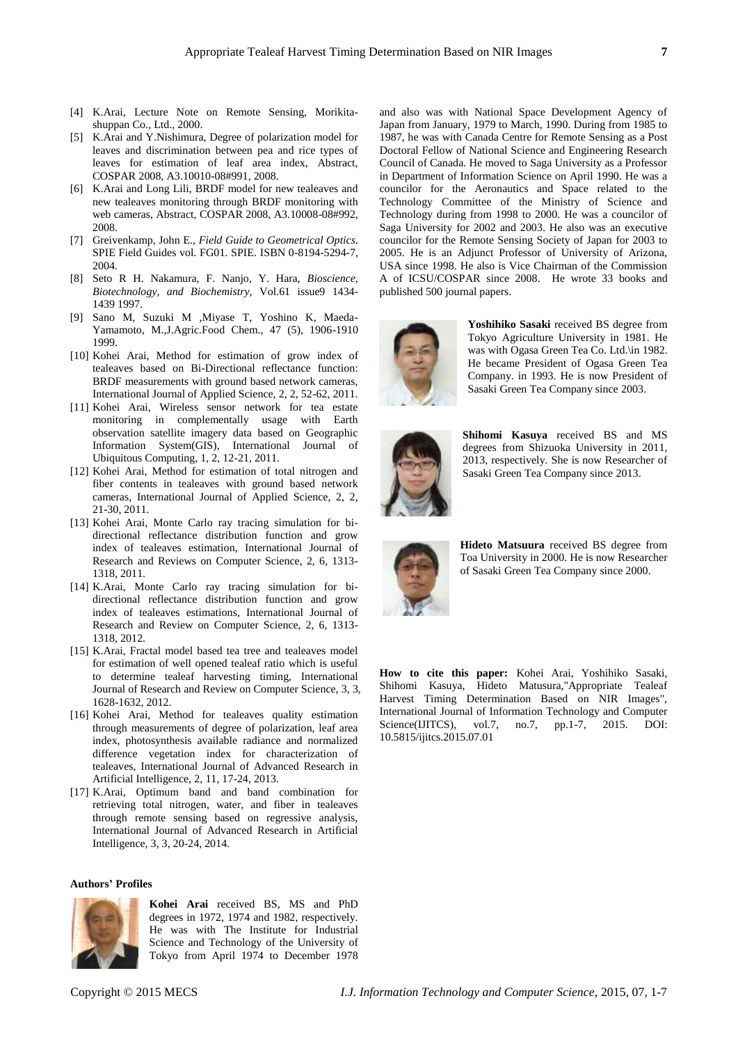[4] K.Arai, Lecture Note on Remote Sensing, Morikita-shuppan Co., Ltd., 2000.

[5] K.Arai and Y.Nishimura, Degree of polarization model for leaves and discrimination between pea and rice types of leaves for estimation of leaf area index, Abstract, COSPAR 2008, A3.10010-08#991, 2008.

[6] K.Arai and Long Lili, BRDF model for new tealeaves and new tealeaves monitoring through BRDF monitoring with web cameras, Abstract, COSPAR 2008, A3.10008-08#992, 2008.

[7] Greivenkamp, John E., *Field Guide to Geometrical Optics*. SPIE Field Guides vol. FG01. SPIE. ISBN 0-8194-5294-7, 2004.

[8] Seto R H. Nakamura, F. Nanjo, Y. Hara, *Bioscience, Biotechnology, and Biochemistry*, Vol.61 issue9 1434-1439 1997.

[9] Sano M, Suzuki M ,Miyase T, Yoshino K, Maeda-Yamamoto, M.,J.Agric.Food Chem., 47 (5), 1906-1910 1999.

[10] Kohei Arai, Method for estimation of grow index of tealeaves based on Bi-Directional reflectance function: BRDF measurements with ground based network cameras, International Journal of Applied Science, 2, 2, 52-62, 2011.

[11] Kohei Arai, Wireless sensor network for tea estate monitoring in complementally usage with Earth observation satellite imagery data based on Geographic Information System(GIS), International Journal of Ubiquitous Computing, 1, 2, 12-21, 2011.

[12] Kohei Arai, Method for estimation of total nitrogen and fiber contents in tealeaves with ground based network cameras, International Journal of Applied Science, 2, 2, 21-30, 2011.

[13] Kohei Arai, Monte Carlo ray tracing simulation for bi-directional reflectance distribution function and grow index of tealeaves estimation, International Journal of Research and Reviews on Computer Science, 2, 6, 1313-1318, 2011.

[14] K.Arai, Monte Carlo ray tracing simulation for bi-directional reflectance distribution function and grow index of tealeaves estimations, International Journal of Research and Review on Computer Science, 2, 6, 1313-1318, 2012.

[15] K.Arai, Fractal model based tea tree and tealeaves model for estimation of well opened tealeaf ratio which is useful to determine tealeaf harvesting timing, International Journal of Research and Review on Computer Science, 3, 3, 1628-1632, 2012.

[16] Kohei Arai, Method for tealeaves quality estimation through measurements of degree of polarization, leaf area index, photosynthesis available radiance and normalized difference vegetation index for characterization of tealeaves, International Journal of Advanced Research in Artificial Intelligence, 2, 11, 17-24, 2013.

[17] K.Arai, Optimum band and band combination for retrieving total nitrogen, water, and fiber in tealeaves through remote sensing based on regressive analysis, International Journal of Advanced Research in Artificial Intelligence, 3, 3, 20-24, 2014.

**Authors' Profiles**

**Kohei Arai** received BS, MS and PhD degrees in 1972, 1974 and 1982, respectively. He was with The Institute for Industrial Science and Technology of the University of Tokyo from April 1974 to December 1978 and also was with National Space Development Agency of Japan from January, 1979 to March, 1990. During from 1985 to 1987, he was with Canada Centre for Remote Sensing as a Post Doctoral Fellow of National Science and Engineering Research Council of Canada. He moved to Saga University as a Professor in Department of Information Science on April 1990. He was a councilor for the Aeronautics and Space related to the Technology Committee of the Ministry of Science and Technology during from 1998 to 2000. He was a councilor of Saga University for 2002 and 2003. He also was an executive councilor for the Remote Sensing Society of Japan for 2003 to 2005. He is an Adjunct Professor of University of Arizona, USA since 1998. He also is Vice Chairman of the Commission A of ICSU/COSPAR since 2008. He wrote 33 books and published 500 journal papers.

**Yoshihiko Sasaki** received BS degree from Tokyo Agriculture University in 1981. He was with Ogasa Green Tea Co. Ltd.\in 1982. He became President of Ogasa Green Tea Company. in 1993. He is now President of Sasaki Green Tea Company since 2003.

**Shihomi Kasuya** received BS and MS degrees from Shizuoka University in 2011, 2013, respectively. She is now Researcher of Sasaki Green Tea Company since 2013.

**Hideto Matsuura** received BS degree from Toa University in 2000. He is now Researcher of Sasaki Green Tea Company since 2000.

**How to cite this paper:** Kohei Arai, Yoshihiko Sasaki, Shihomi Kasuya, Hideto Matusura,"Appropriate Tealeaf Harvest Timing Determination Based on NIR Images", International Journal of Information Technology and Computer Science(IJITCS), vol.7, no.7, pp.1-7, 2015. DOI: 10.5815/ijitcs.2015.07.01